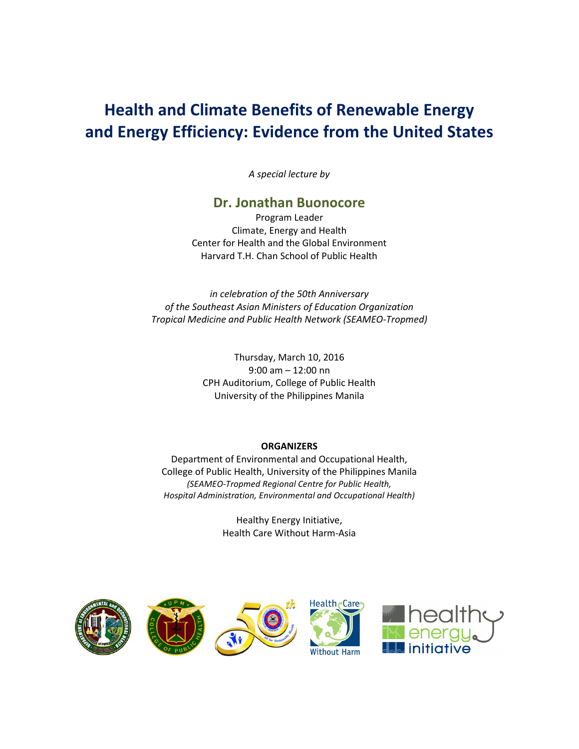# Health and Climate Benefits of Renewable Energy and Energy Efficiency: Evidence from the United States

*A special lecture by*

## Dr. Jonathan Buonocore

Program Leader
Climate, Energy and Health
Center for Health and the Global Environment
Harvard T.H. Chan School of Public Health

*in celebration of the 50th Anniversary of the Southeast Asian Ministers of Education Organization Tropical Medicine and Public Health Network (SEAMEO-Tropmed)*

Thursday, March 10, 2016
9:00 am – 12:00 nn
CPH Auditorium, College of Public Health
University of the Philippines Manila

**ORGANIZERS**

Department of Environmental and Occupational Health,
College of Public Health, University of the Philippines Manila
*(SEAMEO-Tropmed Regional Centre for Public Health, Hospital Administration, Environmental and Occupational Health)*

Healthy Energy Initiative,
Health Care Without Harm-Asia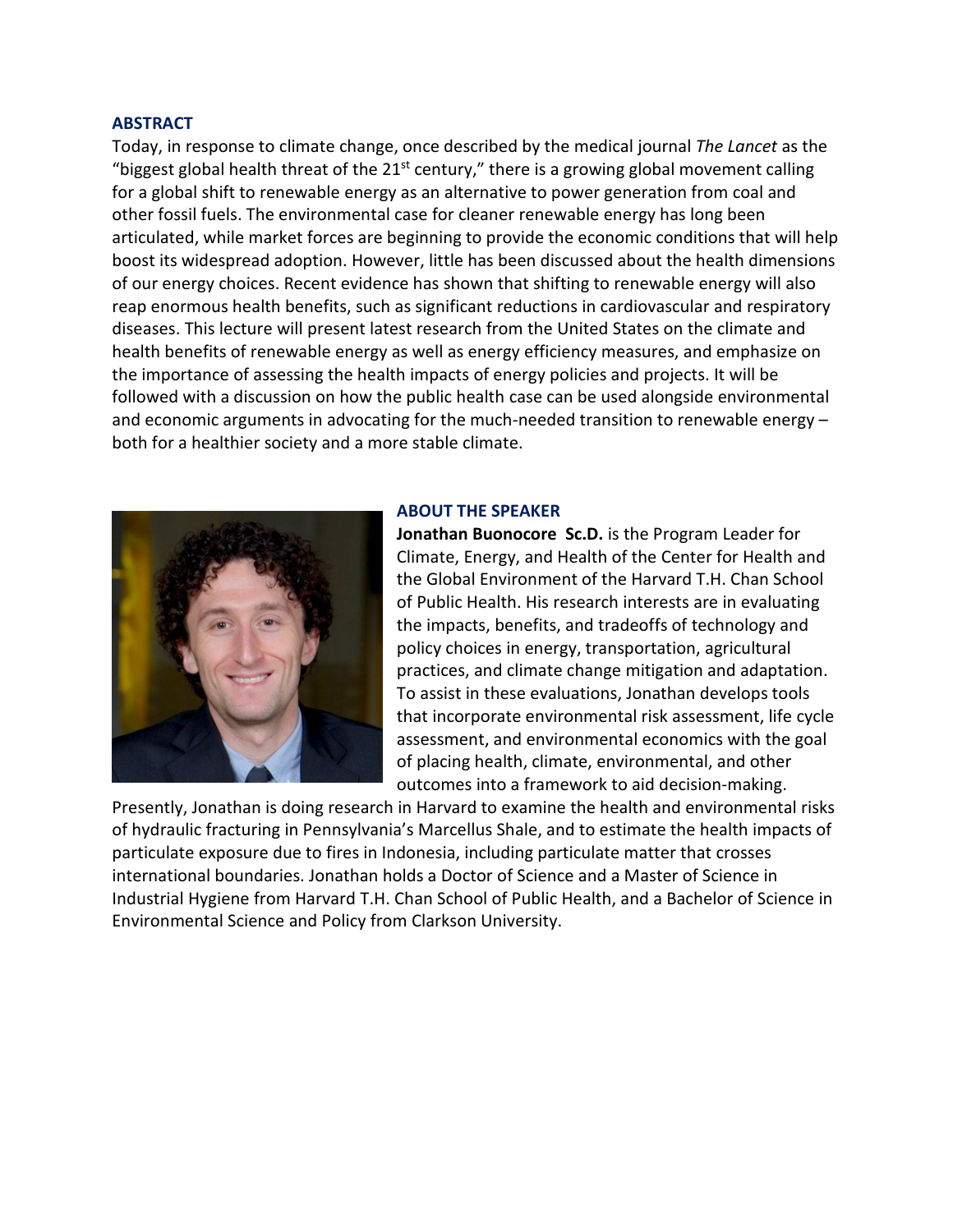## ABSTRACT

Today, in response to climate change, once described by the medical journal *The Lancet* as the "biggest global health threat of the 21st century," there is a growing global movement calling for a global shift to renewable energy as an alternative to power generation from coal and other fossil fuels. The environmental case for cleaner renewable energy has long been articulated, while market forces are beginning to provide the economic conditions that will help boost its widespread adoption. However, little has been discussed about the health dimensions of our energy choices. Recent evidence has shown that shifting to renewable energy will also reap enormous health benefits, such as significant reductions in cardiovascular and respiratory diseases. This lecture will present latest research from the United States on the climate and health benefits of renewable energy as well as energy efficiency measures, and emphasize on the importance of assessing the health impacts of energy policies and projects. It will be followed with a discussion on how the public health case can be used alongside environmental and economic arguments in advocating for the much-needed transition to renewable energy – both for a healthier society and a more stable climate.

## ABOUT THE SPEAKER

**Jonathan Buonocore Sc.D.** is the Program Leader for Climate, Energy, and Health of the Center for Health and the Global Environment of the Harvard T.H. Chan School of Public Health. His research interests are in evaluating the impacts, benefits, and tradeoffs of technology and policy choices in energy, transportation, agricultural practices, and climate change mitigation and adaptation. To assist in these evaluations, Jonathan develops tools that incorporate environmental risk assessment, life cycle assessment, and environmental economics with the goal of placing health, climate, environmental, and other outcomes into a framework to aid decision-making. Presently, Jonathan is doing research in Harvard to examine the health and environmental risks of hydraulic fracturing in Pennsylvania's Marcellus Shale, and to estimate the health impacts of particulate exposure due to fires in Indonesia, including particulate matter that crosses international boundaries. Jonathan holds a Doctor of Science and a Master of Science in Industrial Hygiene from Harvard T.H. Chan School of Public Health, and a Bachelor of Science in Environmental Science and Policy from Clarkson University.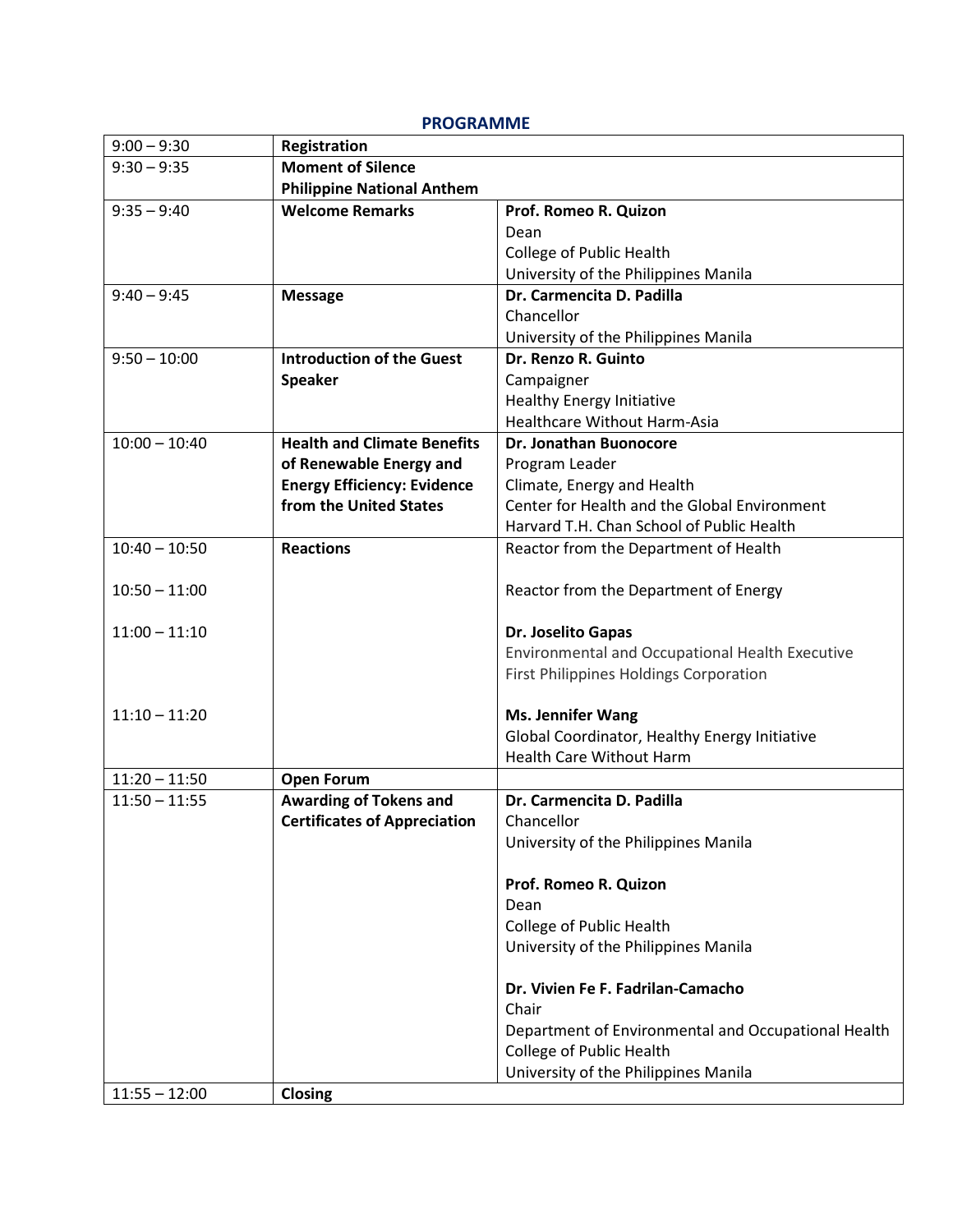## PROGRAMME

| | | |
|---|---|---|
| 9:00 – 9:30 | **Registration** | |
| 9:30 – 9:35 | **Moment of Silence**<br>**Philippine National Anthem** | |
| 9:35 – 9:40 | **Welcome Remarks** | **Prof. Romeo R. Quizon**<br>Dean<br>College of Public Health<br>University of the Philippines Manila |
| 9:40 – 9:45 | **Message** | **Dr. Carmencita D. Padilla**<br>Chancellor<br>University of the Philippines Manila |
| 9:50 – 10:00 | **Introduction of the Guest Speaker** | **Dr. Renzo R. Guinto**<br>Campaigner<br>Healthy Energy Initiative<br>Healthcare Without Harm-Asia |
| 10:00 – 10:40 | **Health and Climate Benefits of Renewable Energy and Energy Efficiency: Evidence from the United States** | **Dr. Jonathan Buonocore**<br>Program Leader<br>Climate, Energy and Health<br>Center for Health and the Global Environment<br>Harvard T.H. Chan School of Public Health |
| 10:40 – 10:50 | **Reactions** | Reactor from the Department of Health |
| 10:50 – 11:00 | | Reactor from the Department of Energy |
| 11:00 – 11:10 | | **Dr. Joselito Gapas**<br>Environmental and Occupational Health Executive<br>First Philippines Holdings Corporation |
| 11:10 – 11:20 | | **Ms. Jennifer Wang**<br>Global Coordinator, Healthy Energy Initiative<br>Health Care Without Harm |
| 11:20 – 11:50 | **Open Forum** | |
| 11:50 – 11:55 | **Awarding of Tokens and Certificates of Appreciation** | **Dr. Carmencita D. Padilla**<br>Chancellor<br>University of the Philippines Manila<br><br>**Prof. Romeo R. Quizon**<br>Dean<br>College of Public Health<br>University of the Philippines Manila<br><br>**Dr. Vivien Fe F. Fadrilan-Camacho**<br>Chair<br>Department of Environmental and Occupational Health<br>College of Public Health<br>University of the Philippines Manila |
| 11:55 – 12:00 | **Closing** | |